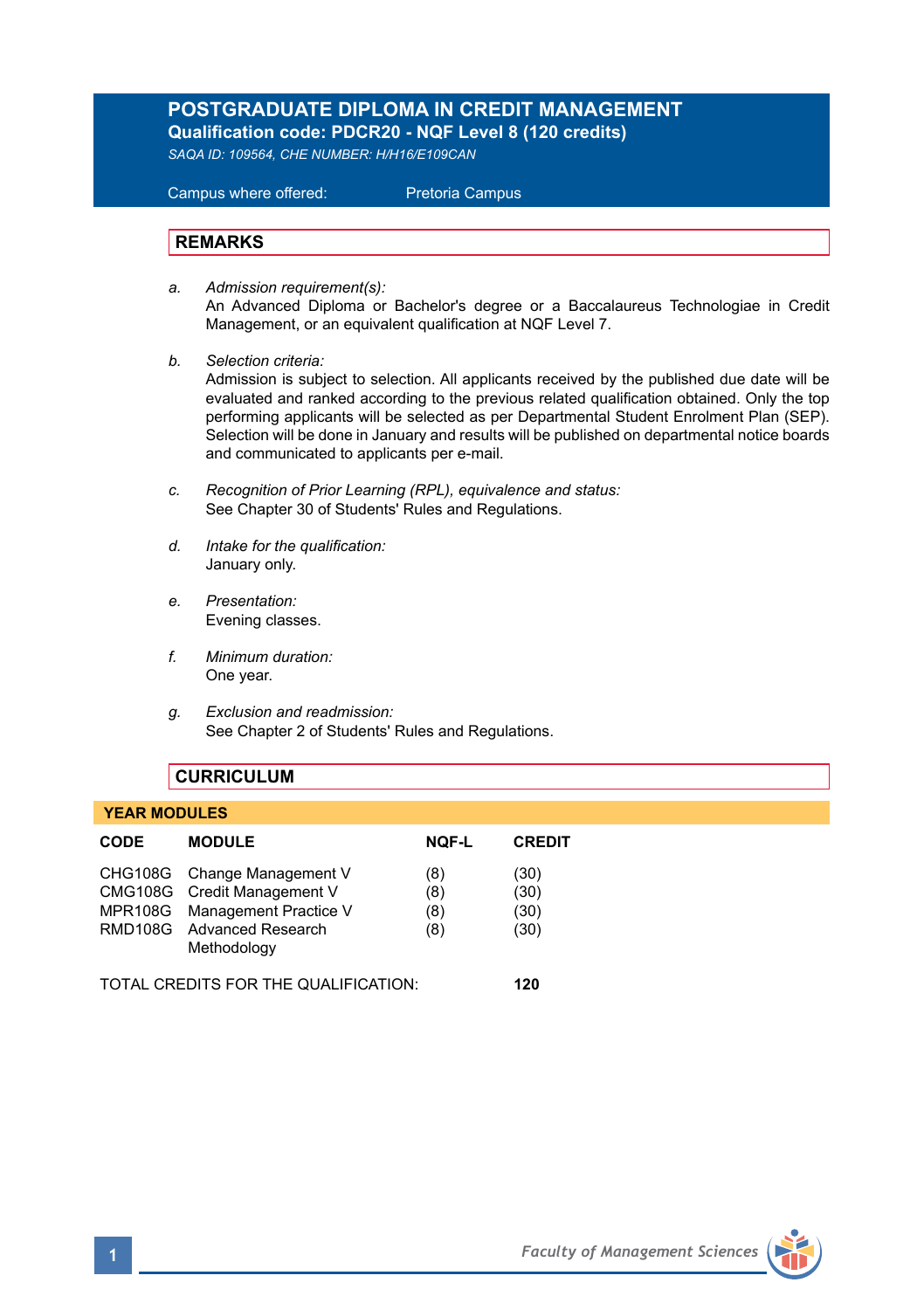# POSTGRADUATE DIPLOMA IN CREDIT MANAGEMENT

**Qualification code: PDCR20 - NQF Level 8 (120 credits)**

*SAQA ID: 109564, CHE NUMBER: H/H16/E109CAN*

Campus where offered: Pretoria Campus

## REMARKS

a. *Admission requirement(s):*
An Advanced Diploma or Bachelor's degree or a Baccalaureus Technologiae in Credit Management, or an equivalent qualification at NQF Level 7.

b. *Selection criteria:*
Admission is subject to selection. All applicants received by the published due date will be evaluated and ranked according to the previous related qualification obtained. Only the top performing applicants will be selected as per Departmental Student Enrolment Plan (SEP). Selection will be done in January and results will be published on departmental notice boards and communicated to applicants per e-mail.

c. *Recognition of Prior Learning (RPL), equivalence and status:*
See Chapter 30 of Students' Rules and Regulations.

d. *Intake for the qualification:*
January only.

e. *Presentation:*
Evening classes.

f. *Minimum duration:*
One year.

g. *Exclusion and readmission:*
See Chapter 2 of Students' Rules and Regulations.

## CURRICULUM

### YEAR MODULES

| CODE | MODULE | NQF-L | CREDIT |
|---|---|---|---|
| CHG108G | Change Management V | (8) | (30) |
| CMG108G | Credit Management V | (8) | (30) |
| MPR108G | Management Practice V | (8) | (30) |
| RMD108G | Advanced Research Methodology | (8) | (30) |

TOTAL CREDITS FOR THE QUALIFICATION: **120**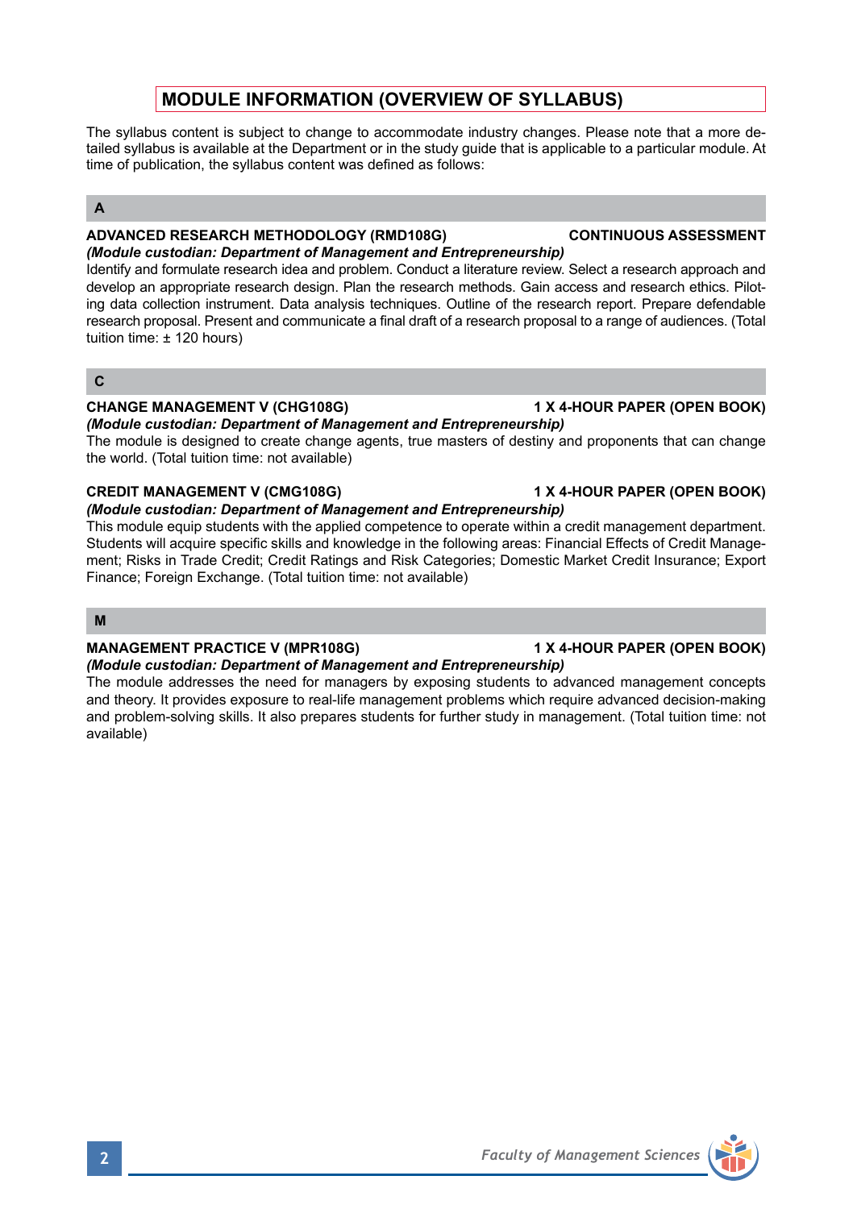# MODULE INFORMATION (OVERVIEW OF SYLLABUS)

The syllabus content is subject to change to accommodate industry changes. Please note that a more detailed syllabus is available at the Department or in the study guide that is applicable to a particular module. At time of publication, the syllabus content was defined as follows:

## A

**ADVANCED RESEARCH METHODOLOGY (RMD108G) — CONTINUOUS ASSESSMENT**

***(Module custodian: Department of Management and Entrepreneurship)***

Identify and formulate research idea and problem. Conduct a literature review. Select a research approach and develop an appropriate research design. Plan the research methods. Gain access and research ethics. Piloting data collection instrument. Data analysis techniques. Outline of the research report. Prepare defendable research proposal. Present and communicate a final draft of a research proposal to a range of audiences. (Total tuition time: ± 120 hours)

## C

**CHANGE MANAGEMENT V (CHG108G) — 1 X 4-HOUR PAPER (OPEN BOOK)**

***(Module custodian: Department of Management and Entrepreneurship)***

The module is designed to create change agents, true masters of destiny and proponents that can change the world. (Total tuition time: not available)

**CREDIT MANAGEMENT V (CMG108G) — 1 X 4-HOUR PAPER (OPEN BOOK)**

***(Module custodian: Department of Management and Entrepreneurship)***

This module equip students with the applied competence to operate within a credit management department. Students will acquire specific skills and knowledge in the following areas: Financial Effects of Credit Management; Risks in Trade Credit; Credit Ratings and Risk Categories; Domestic Market Credit Insurance; Export Finance; Foreign Exchange. (Total tuition time: not available)

## M

**MANAGEMENT PRACTICE V (MPR108G) — 1 X 4-HOUR PAPER (OPEN BOOK)**

***(Module custodian: Department of Management and Entrepreneurship)***

The module addresses the need for managers by exposing students to advanced management concepts and theory. It provides exposure to real-life management problems which require advanced decision-making and problem-solving skills. It also prepares students for further study in management. (Total tuition time: not available)